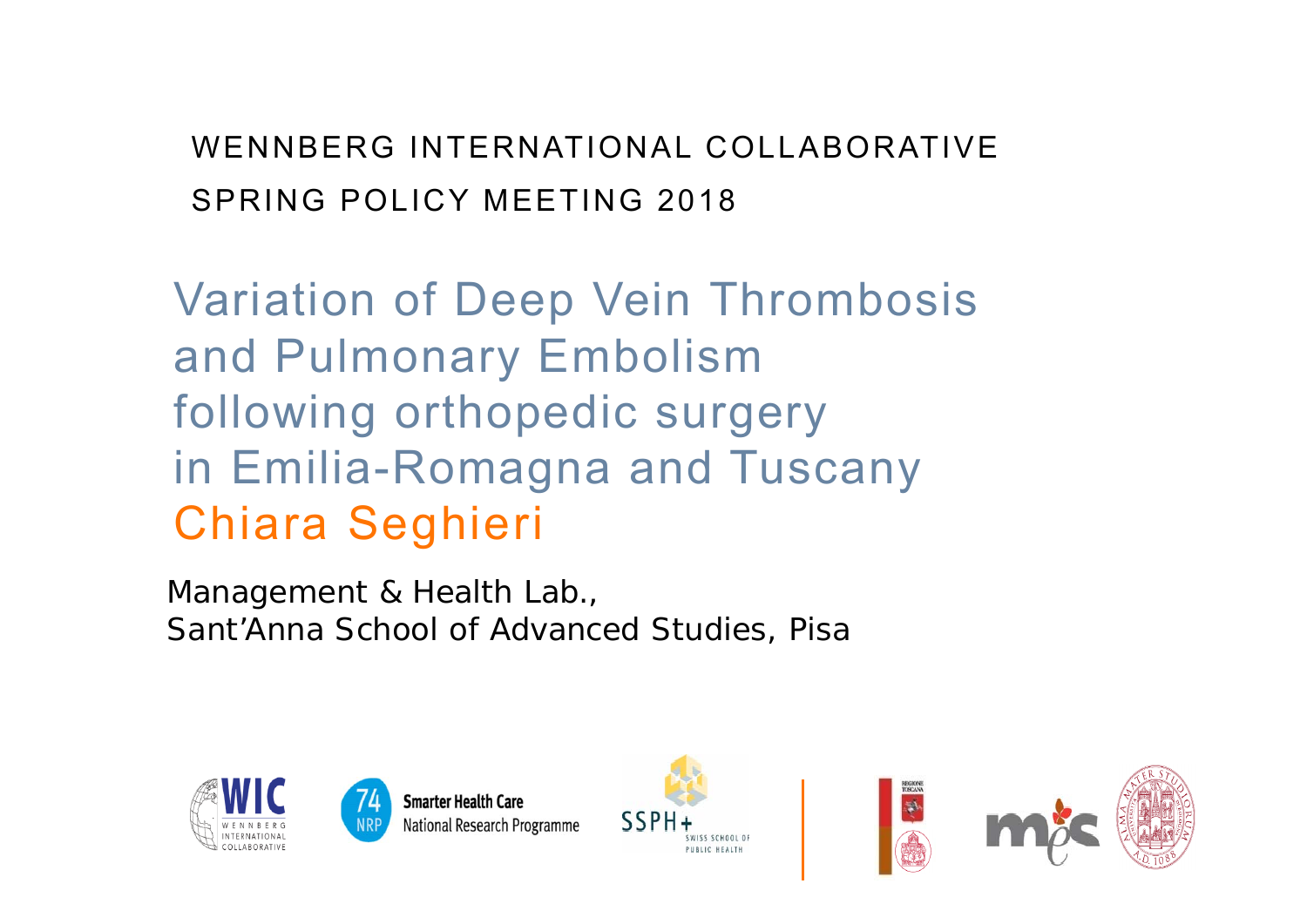WENNBERG INTERNATIONAL COLLABORATIVE

SPRING POLICY MEETING 2018

# Variation of Deep Vein Thrombosis and Pulmonary Embolism following orthopedic surgery in Emilia-Romagna and Tuscany

## Chiara Seghieri

Management & Health Lab.,
Sant'Anna School of Advanced Studies, Pisa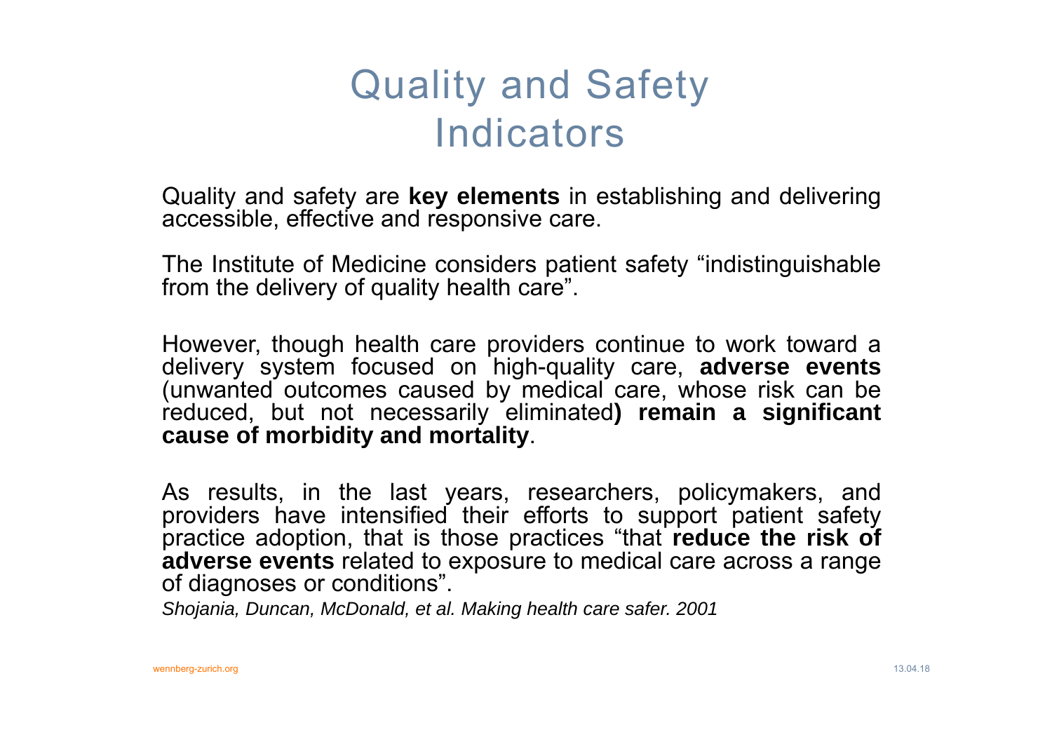# Quality and Safety Indicators

Quality and safety are **key elements** in establishing and delivering accessible, effective and responsive care.

The Institute of Medicine considers patient safety "indistinguishable from the delivery of quality health care".

However, though health care providers continue to work toward a delivery system focused on high-quality care, **adverse events** (unwanted outcomes caused by medical care, whose risk can be reduced, but not necessarily eliminated**) remain a significant cause of morbidity and mortality**.

As results, in the last years, researchers, policymakers, and providers have intensified their efforts to support patient safety practice adoption, that is those practices "that **reduce the risk of adverse events** related to exposure to medical care across a range of diagnoses or conditions".

*Shojania, Duncan, McDonald, et al. Making health care safer. 2001*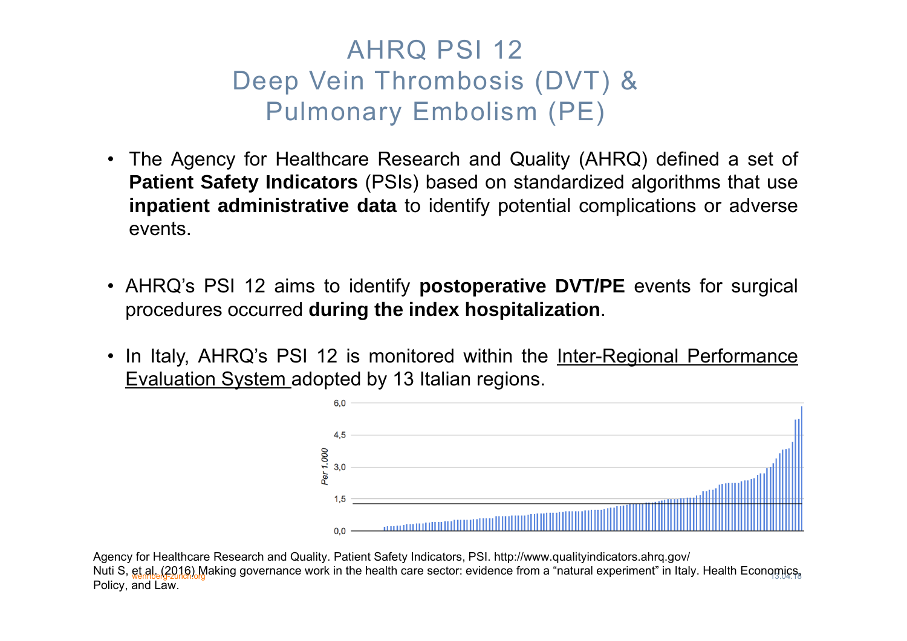# AHRQ PSI 12
# Deep Vein Thrombosis (DVT) & Pulmonary Embolism (PE)

- The Agency for Healthcare Research and Quality (AHRQ) defined a set of **Patient Safety Indicators** (PSIs) based on standardized algorithms that use **inpatient administrative data** to identify potential complications or adverse events.

- AHRQ's PSI 12 aims to identify **postoperative DVT/PE** events for surgical procedures occurred **during the index hospitalization**.

- In Italy, AHRQ's PSI 12 is monitored within the Inter-Regional Performance Evaluation System adopted by 13 Italian regions.

Agency for Healthcare Research and Quality. Patient Safety Indicators, PSI. http://www.qualityindicators.ahrq.gov/
Nuti S, et al. (2016) Making governance work in the health care sector: evidence from a "natural experiment" in Italy. Health Economics, Policy, and Law.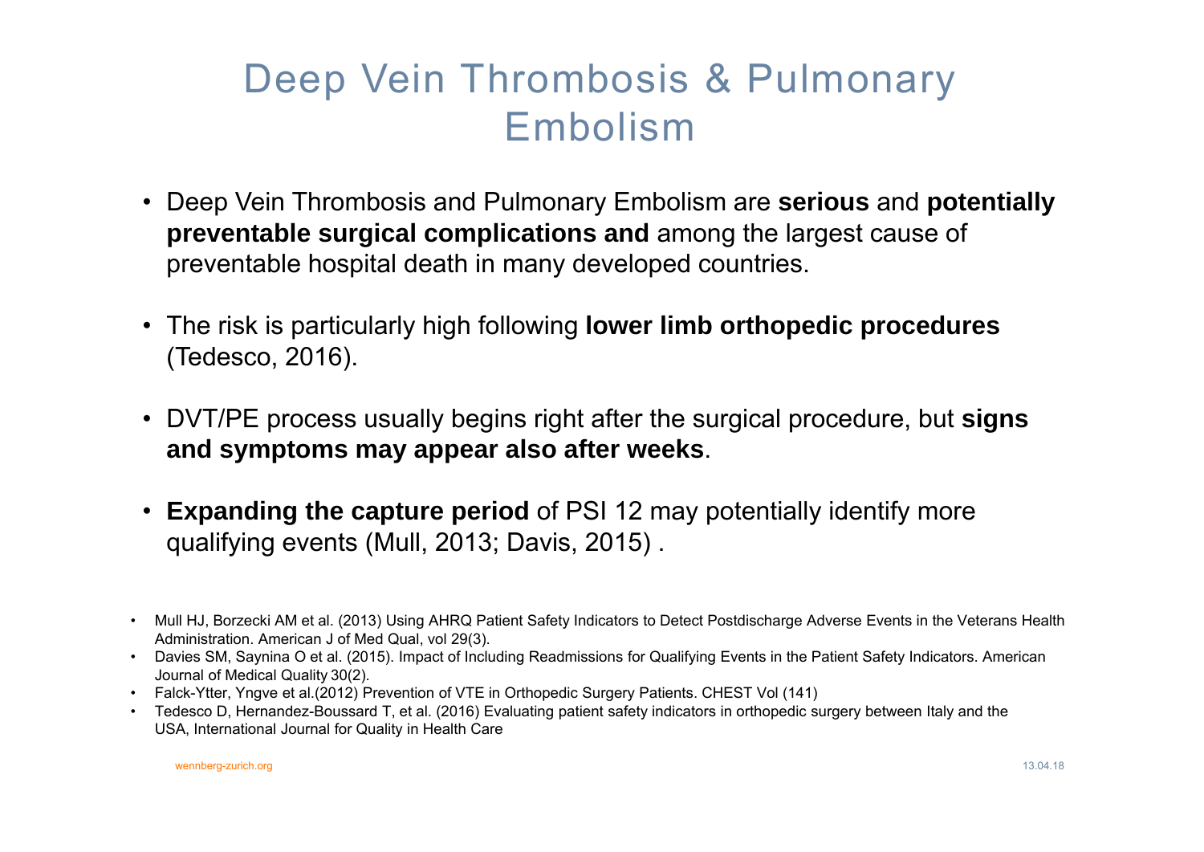# Deep Vein Thrombosis & Pulmonary Embolism

- Deep Vein Thrombosis and Pulmonary Embolism are **serious** and **potentially preventable surgical complications and** among the largest cause of preventable hospital death in many developed countries.
- The risk is particularly high following **lower limb orthopedic procedures** (Tedesco, 2016).
- DVT/PE process usually begins right after the surgical procedure, but **signs and symptoms may appear also after weeks**.
- **Expanding the capture period** of PSI 12 may potentially identify more qualifying events (Mull, 2013; Davis, 2015) .

- Mull HJ, Borzecki AM et al. (2013) Using AHRQ Patient Safety Indicators to Detect Postdischarge Adverse Events in the Veterans Health Administration. American J of Med Qual, vol 29(3).
- Davies SM, Saynina O et al. (2015). Impact of Including Readmissions for Qualifying Events in the Patient Safety Indicators. American Journal of Medical Quality 30(2).
- Falck-Ytter, Yngve et al.(2012) Prevention of VTE in Orthopedic Surgery Patients. CHEST Vol (141)
- Tedesco D, Hernandez-Boussard T, et al. (2016) Evaluating patient safety indicators in orthopedic surgery between Italy and the USA, International Journal for Quality in Health Care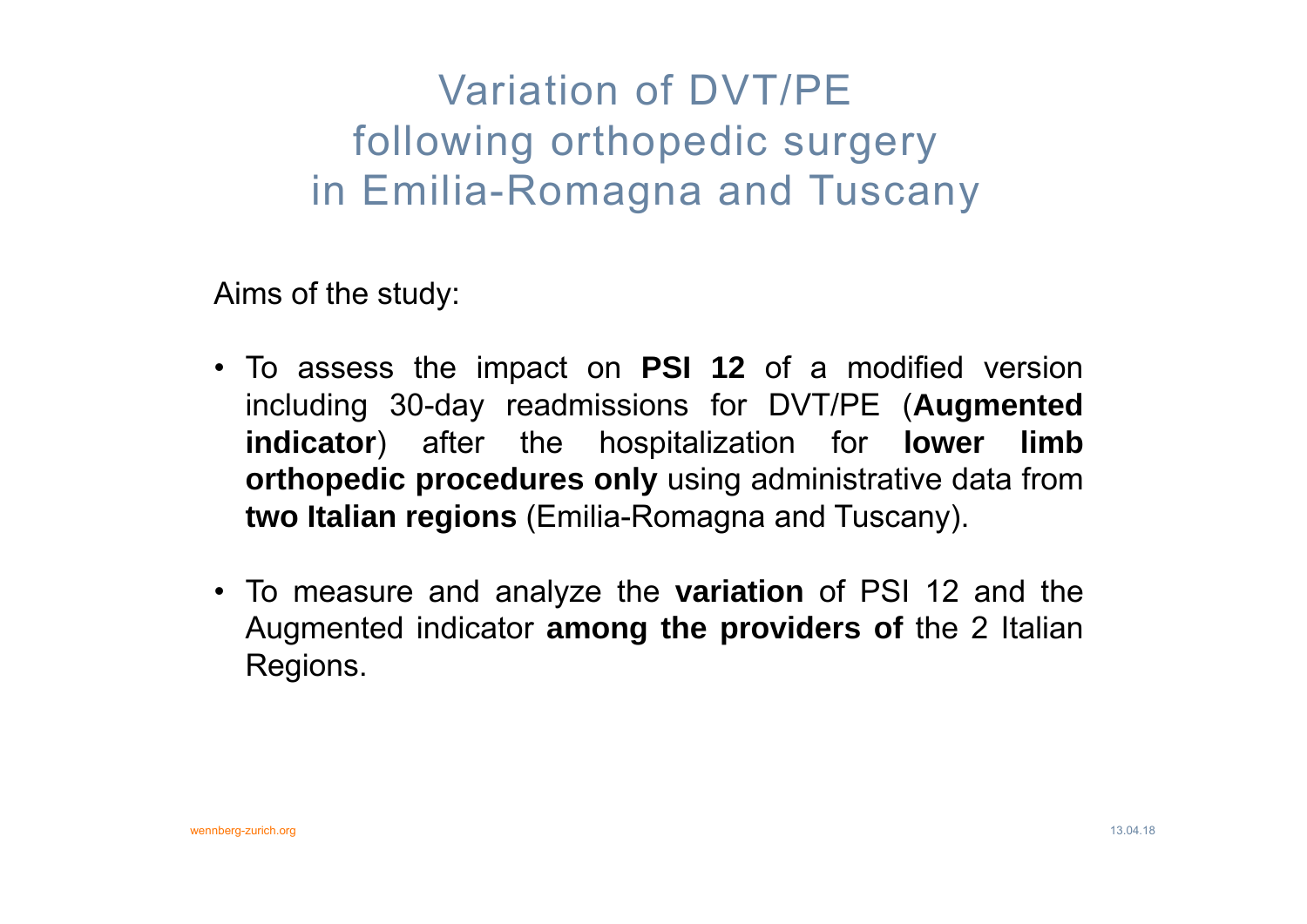# Variation of DVT/PE following orthopedic surgery in Emilia-Romagna and Tuscany

Aims of the study:

- To assess the impact on **PSI 12** of a modified version including 30-day readmissions for DVT/PE (**Augmented indicator**) after the hospitalization for **lower limb orthopedic procedures only** using administrative data from **two Italian regions** (Emilia-Romagna and Tuscany).
- To measure and analyze the **variation** of PSI 12 and the Augmented indicator **among the providers of** the 2 Italian Regions.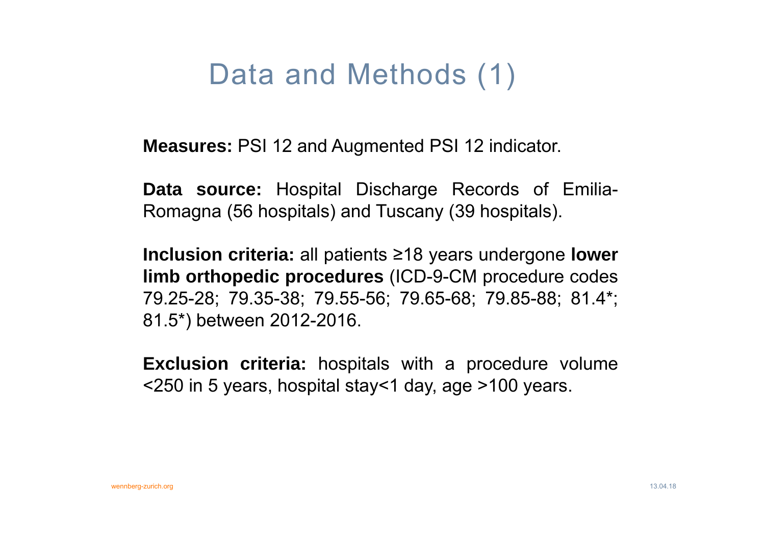# Data and Methods (1)

**Measures:** PSI 12 and Augmented PSI 12 indicator.

**Data source:** Hospital Discharge Records of Emilia-Romagna (56 hospitals) and Tuscany (39 hospitals).

**Inclusion criteria:** all patients ≥18 years undergone **lower limb orthopedic procedures** (ICD-9-CM procedure codes 79.25-28; 79.35-38; 79.55-56; 79.65-68; 79.85-88; 81.4*; 81.5*) between 2012-2016.

**Exclusion criteria:** hospitals with a procedure volume <250 in 5 years, hospital stay<1 day, age >100 years.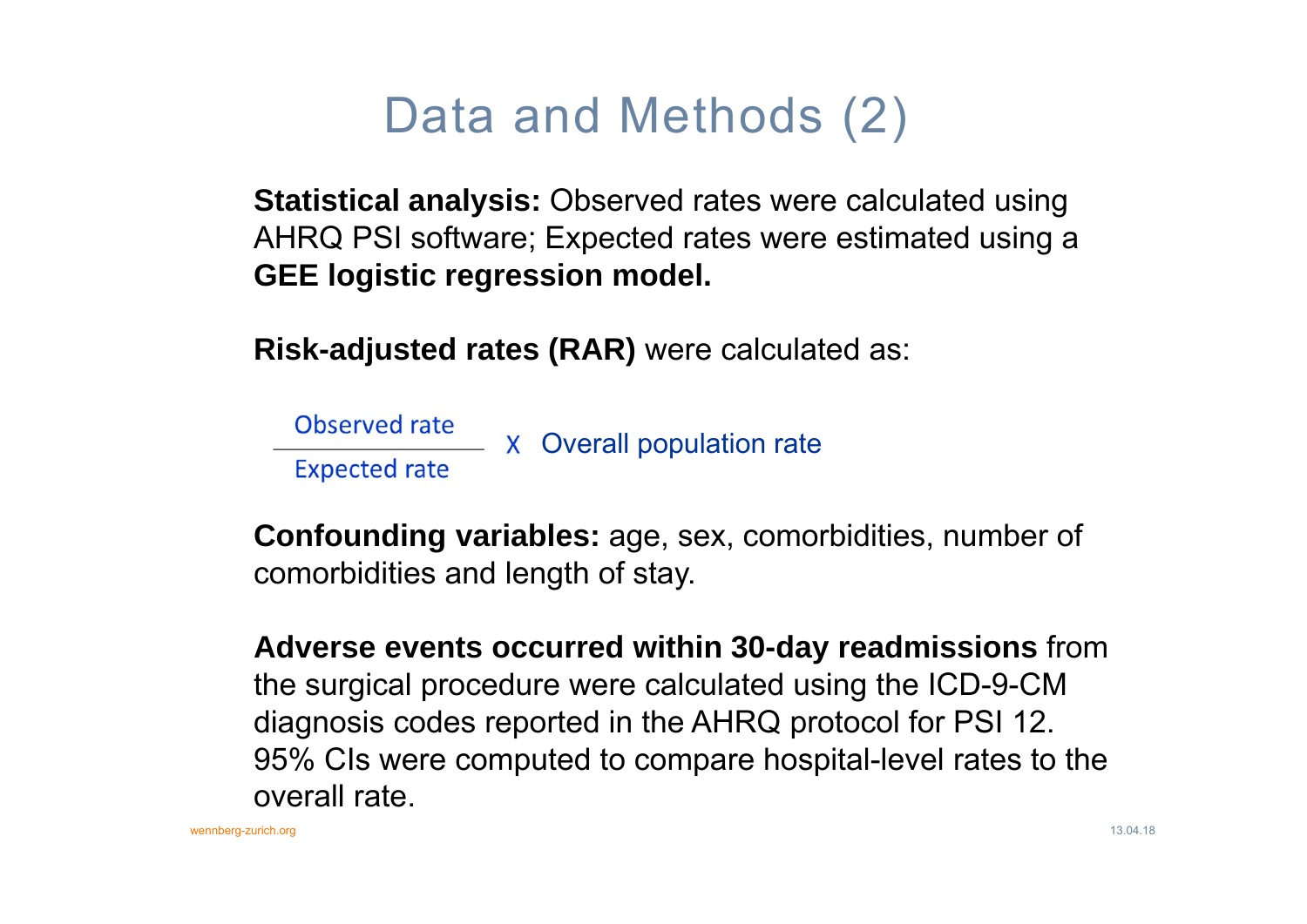# Data and Methods (2)

**Statistical analysis:** Observed rates were calculated using AHRQ PSI software; Expected rates were estimated using a **GEE logistic regression model.**

**Risk-adjusted rates (RAR)** were calculated as:

$$\frac{\text{Observed rate}}{\text{Expected rate}} \times \text{Overall population rate}$$

**Confounding variables:** age, sex, comorbidities, number of comorbidities and length of stay.

**Adverse events occurred within 30-day readmissions** from the surgical procedure were calculated using the ICD-9-CM diagnosis codes reported in the AHRQ protocol for PSI 12. 95% CIs were computed to compare hospital-level rates to the overall rate.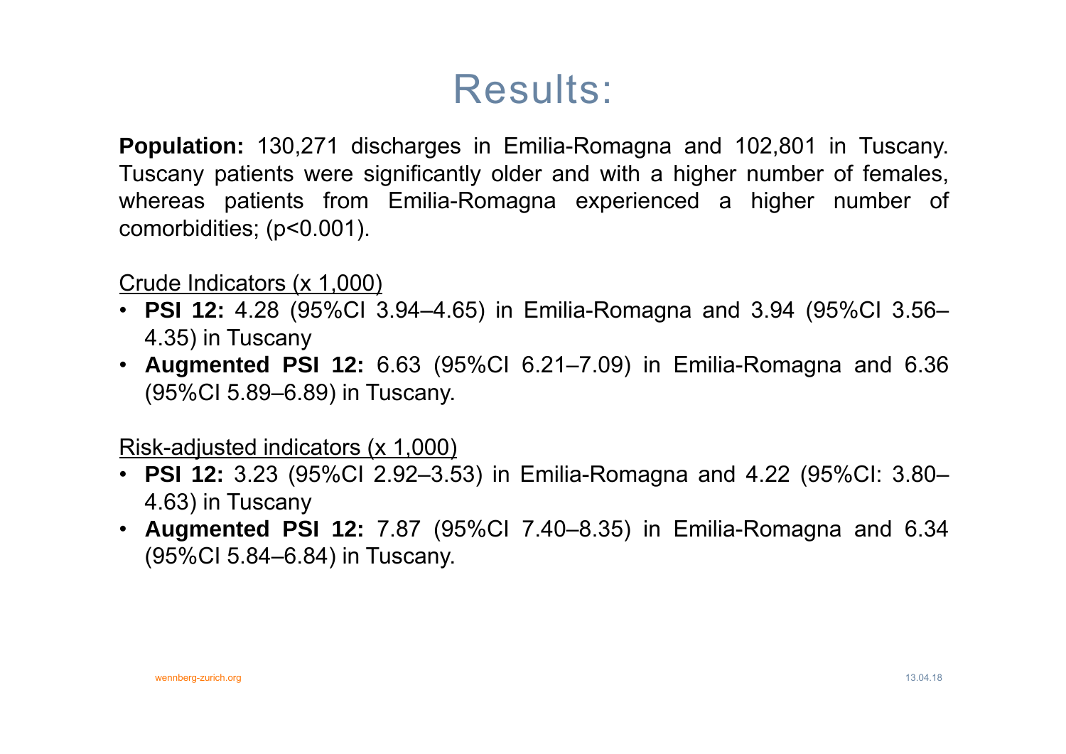# Results:

**Population:** 130,271 discharges in Emilia-Romagna and 102,801 in Tuscany. Tuscany patients were significantly older and with a higher number of females, whereas patients from Emilia-Romagna experienced a higher number of comorbidities; ($p<0.001$).

Crude Indicators (x 1,000)

- **PSI 12:** 4.28 (95%CI 3.94–4.65) in Emilia-Romagna and 3.94 (95%CI 3.56–4.35) in Tuscany
- **Augmented PSI 12:** 6.63 (95%CI 6.21–7.09) in Emilia-Romagna and 6.36 (95%CI 5.89–6.89) in Tuscany.

Risk-adjusted indicators (x 1,000)

- **PSI 12:** 3.23 (95%CI 2.92–3.53) in Emilia-Romagna and 4.22 (95%CI: 3.80–4.63) in Tuscany
- **Augmented PSI 12:** 7.87 (95%CI 7.40–8.35) in Emilia-Romagna and 6.34 (95%CI 5.84–6.84) in Tuscany.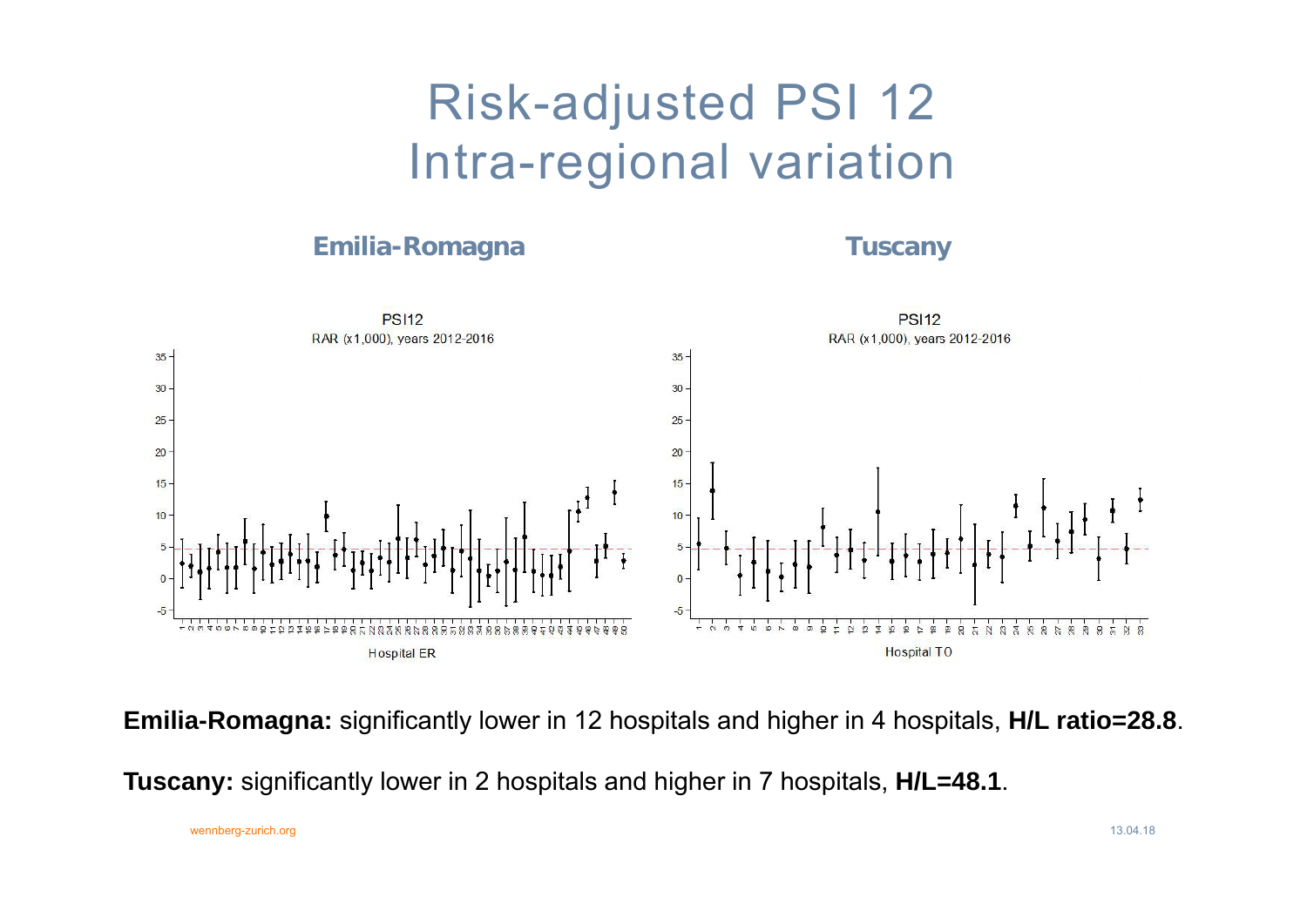# Risk-adjusted PSI 12
# Intra-regional variation

**Emilia-Romagna** **Tuscany**

**Emilia-Romagna:** significantly lower in 12 hospitals and higher in 4 hospitals, **H/L ratio=28.8**.

**Tuscany:** significantly lower in 2 hospitals and higher in 7 hospitals, **H/L=48.1**.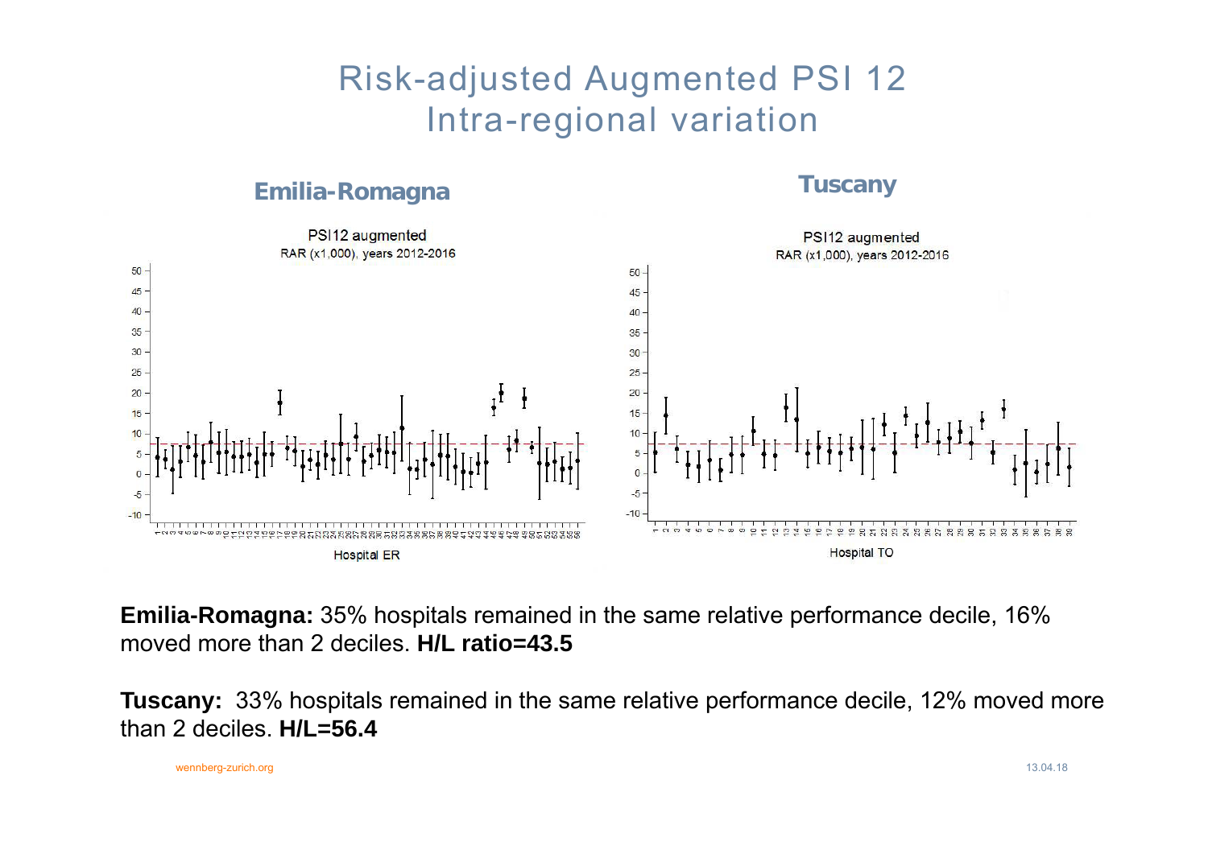# Risk-adjusted Augmented PSI 12
# Intra-regional variation

**Emilia-Romagna**

**Tuscany**

**Emilia-Romagna:** 35% hospitals remained in the same relative performance decile, 16% moved more than 2 deciles. **H/L ratio=43.5**

**Tuscany:** 33% hospitals remained in the same relative performance decile, 12% moved more than 2 deciles. **H/L=56.4**

wennberg-zurich.org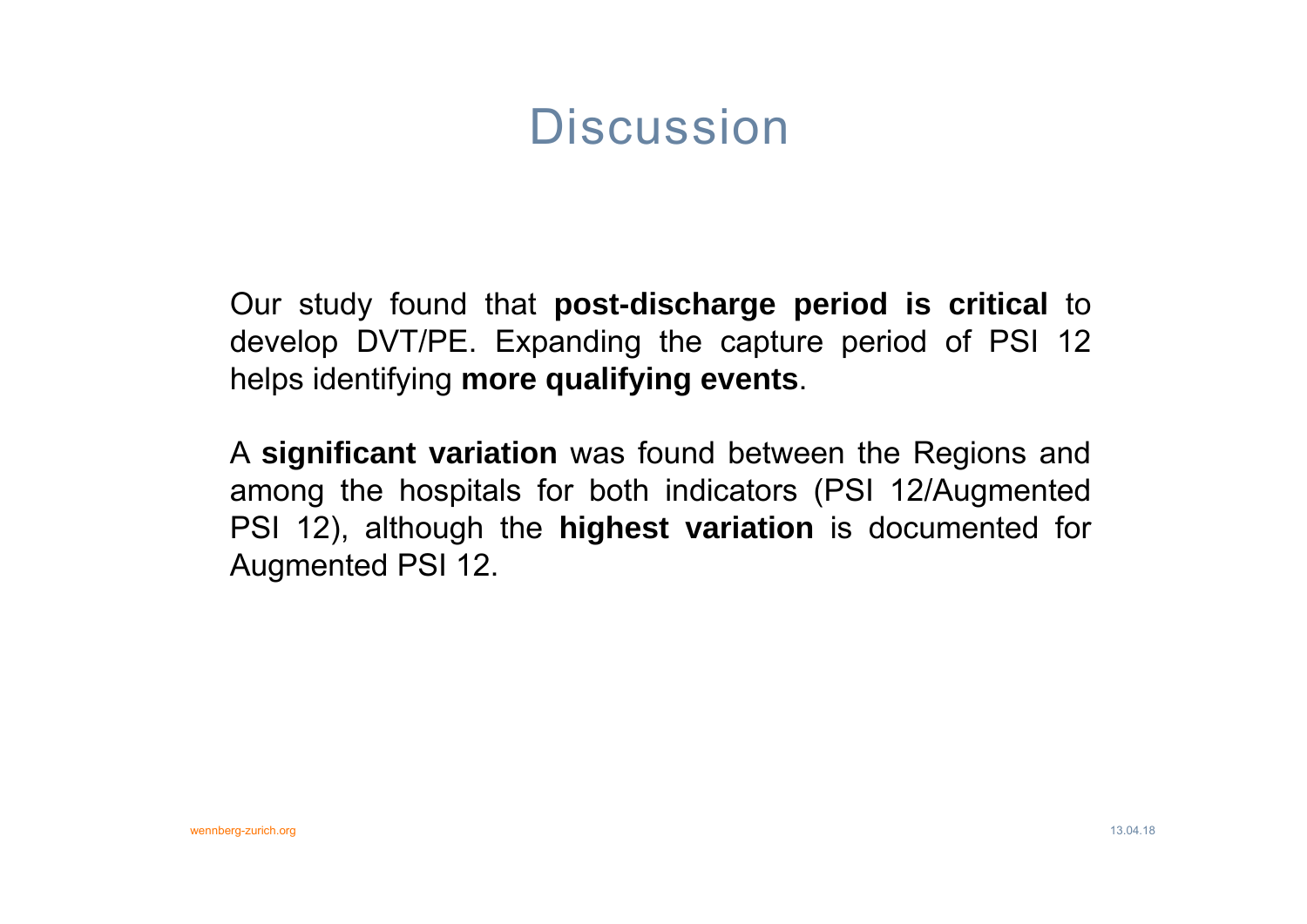# Discussion

Our study found that **post-discharge period is critical** to develop DVT/PE. Expanding the capture period of PSI 12 helps identifying **more qualifying events**.

A **significant variation** was found between the Regions and among the hospitals for both indicators (PSI 12/Augmented PSI 12), although the **highest variation** is documented for Augmented PSI 12.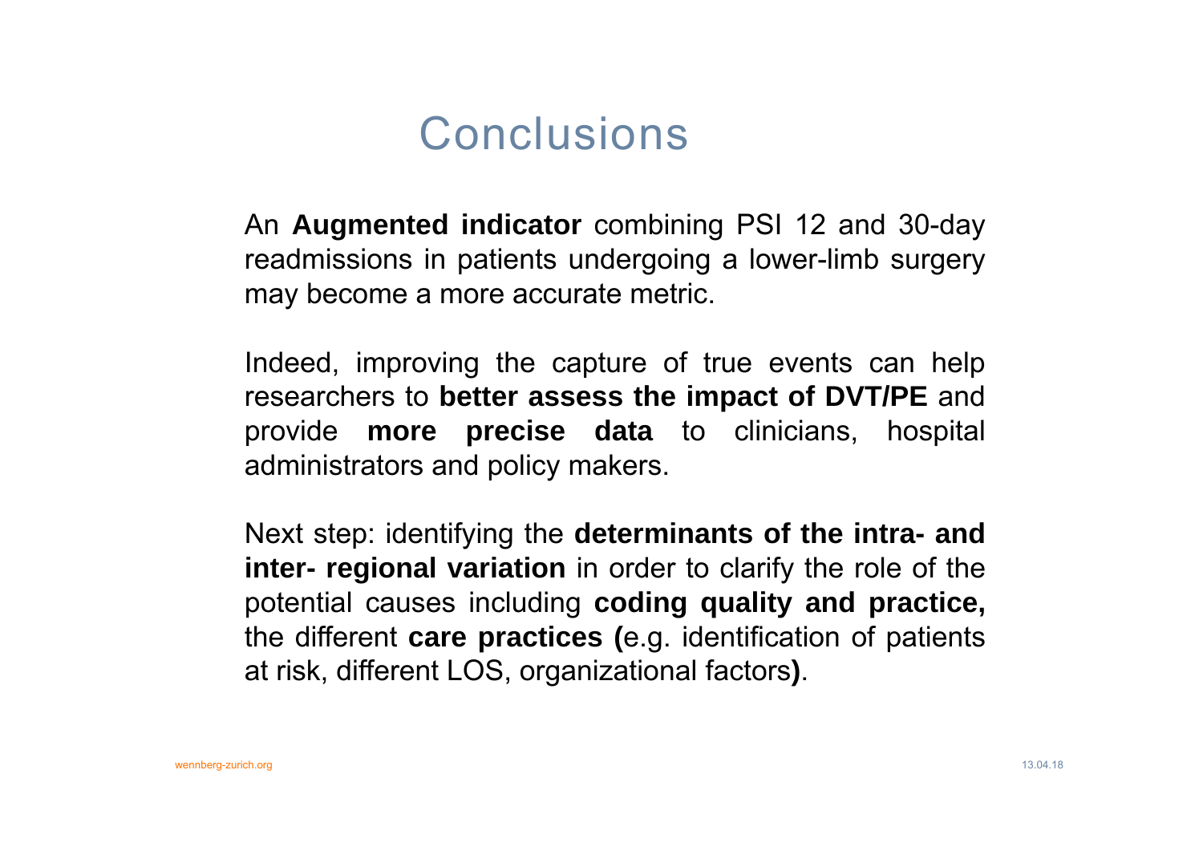# Conclusions

An **Augmented indicator** combining PSI 12 and 30-day readmissions in patients undergoing a lower-limb surgery may become a more accurate metric.

Indeed, improving the capture of true events can help researchers to **better assess the impact of DVT/PE** and provide **more precise data** to clinicians, hospital administrators and policy makers.

Next step: identifying the **determinants of the intra- and inter- regional variation** in order to clarify the role of the potential causes including **coding quality and practice,** the different **care practices (**e.g. identification of patients at risk, different LOS, organizational factors**)**.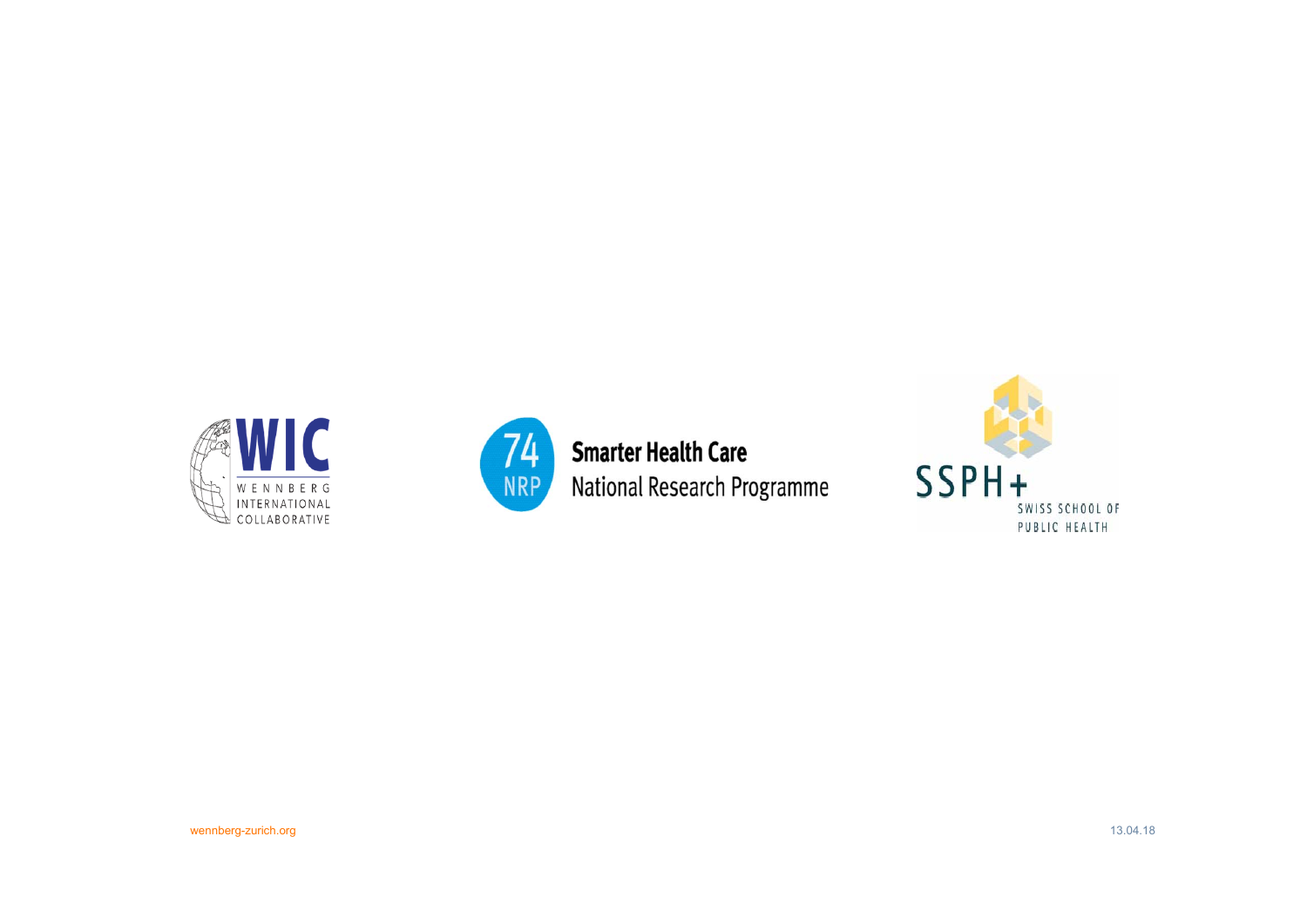WIC
WENNBERG INTERNATIONAL COLLABORATIVE

74 NRP
**Smarter Health Care**
National Research Programme

SSPH+
SWISS SCHOOL OF PUBLIC HEALTH

wennberg-zurich.org

13.04.18